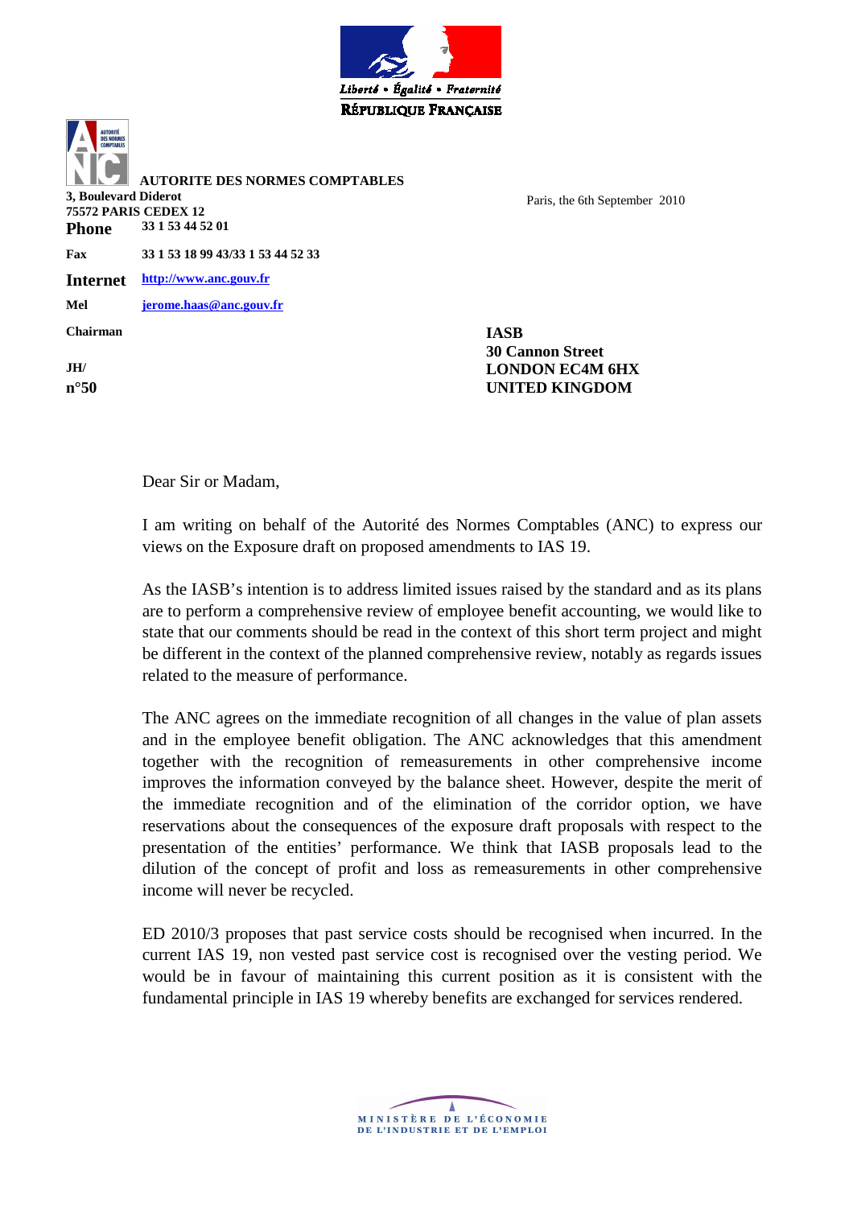Liberté • Égalité • Fraternité
RÉPUBLIQUE FRANÇAISE

**AUTORITE DES NORMES COMPTABLES**
**3, Boulevard Diderot**
**75572 PARIS CEDEX 12**

**Phone** 33 1 53 44 52 01
**Fax** 33 1 53 18 99 43/33 1 53 44 52 33
**Internet** http://www.anc.gouv.fr
**Mel** jerome.haas@anc.gouv.fr

**Chairman**

**JH/**
**n°50**

Paris, the 6th September 2010

**IASB**
**30 Cannon Street**
**LONDON EC4M 6HX**
**UNITED KINGDOM**

Dear Sir or Madam,

I am writing on behalf of the Autorité des Normes Comptables (ANC) to express our views on the Exposure draft on proposed amendments to IAS 19.

As the IASB's intention is to address limited issues raised by the standard and as its plans are to perform a comprehensive review of employee benefit accounting, we would like to state that our comments should be read in the context of this short term project and might be different in the context of the planned comprehensive review, notably as regards issues related to the measure of performance.

The ANC agrees on the immediate recognition of all changes in the value of plan assets and in the employee benefit obligation. The ANC acknowledges that this amendment together with the recognition of remeasurements in other comprehensive income improves the information conveyed by the balance sheet. However, despite the merit of the immediate recognition and of the elimination of the corridor option, we have reservations about the consequences of the exposure draft proposals with respect to the presentation of the entities' performance. We think that IASB proposals lead to the dilution of the concept of profit and loss as remeasurements in other comprehensive income will never be recycled.

ED 2010/3 proposes that past service costs should be recognised when incurred. In the current IAS 19, non vested past service cost is recognised over the vesting period. We would be in favour of maintaining this current position as it is consistent with the fundamental principle in IAS 19 whereby benefits are exchanged for services rendered.

MINISTÈRE DE L'ÉCONOMIE
DE L'INDUSTRIE ET DE L'EMPLOI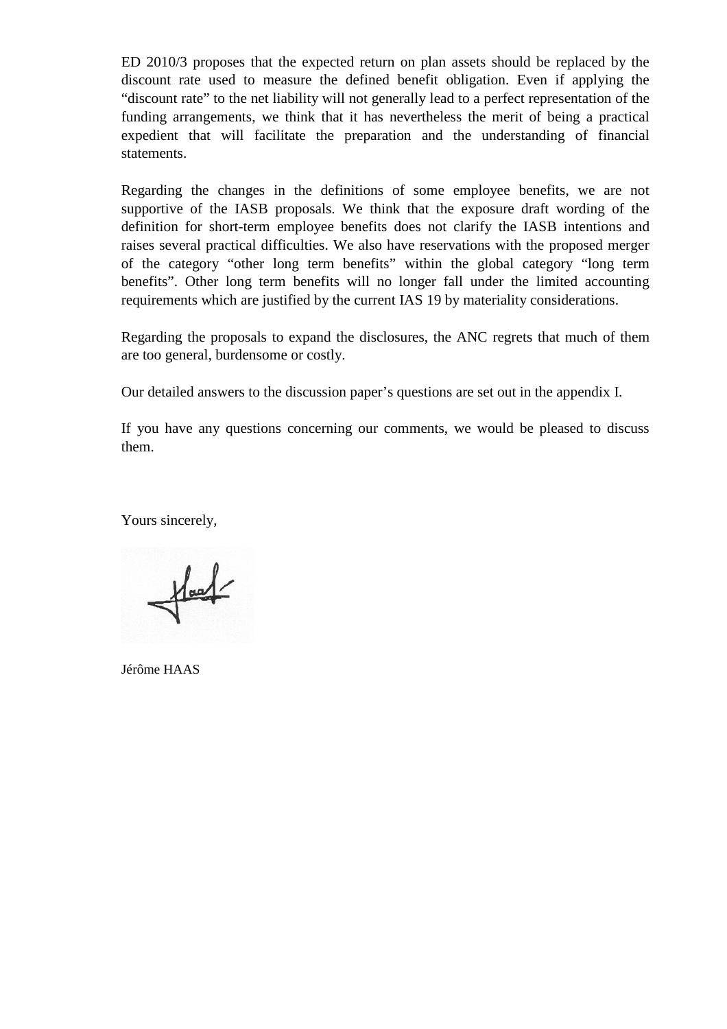ED 2010/3 proposes that the expected return on plan assets should be replaced by the discount rate used to measure the defined benefit obligation. Even if applying the "discount rate" to the net liability will not generally lead to a perfect representation of the funding arrangements, we think that it has nevertheless the merit of being a practical expedient that will facilitate the preparation and the understanding of financial statements.

Regarding the changes in the definitions of some employee benefits, we are not supportive of the IASB proposals. We think that the exposure draft wording of the definition for short-term employee benefits does not clarify the IASB intentions and raises several practical difficulties. We also have reservations with the proposed merger of the category "other long term benefits" within the global category "long term benefits". Other long term benefits will no longer fall under the limited accounting requirements which are justified by the current IAS 19 by materiality considerations.

Regarding the proposals to expand the disclosures, the ANC regrets that much of them are too general, burdensome or costly.

Our detailed answers to the discussion paper's questions are set out in the appendix I.

If you have any questions concerning our comments, we would be pleased to discuss them.

Yours sincerely,

Jérôme HAAS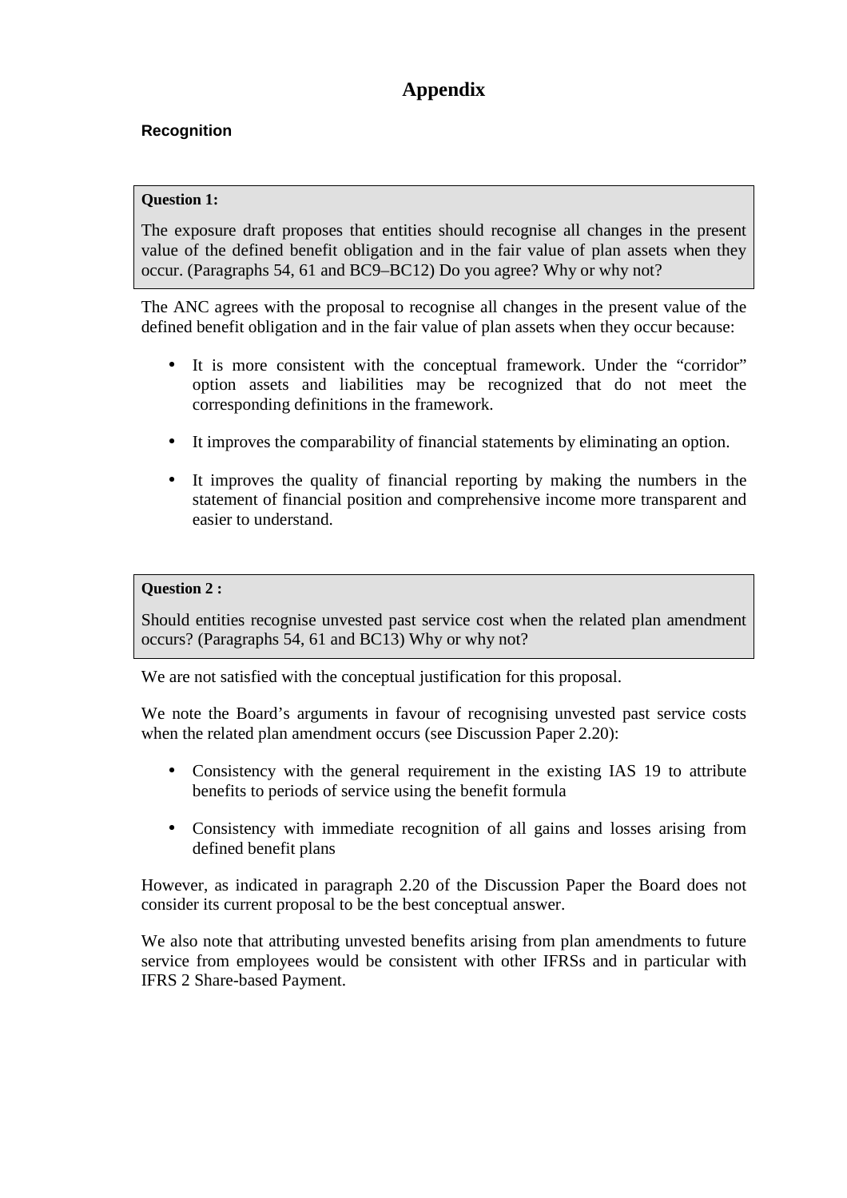# Appendix

### Recognition

**Question 1:**

The exposure draft proposes that entities should recognise all changes in the present value of the defined benefit obligation and in the fair value of plan assets when they occur. (Paragraphs 54, 61 and BC9–BC12) Do you agree? Why or why not?

The ANC agrees with the proposal to recognise all changes in the present value of the defined benefit obligation and in the fair value of plan assets when they occur because:

- It is more consistent with the conceptual framework. Under the "corridor" option assets and liabilities may be recognized that do not meet the corresponding definitions in the framework.
- It improves the comparability of financial statements by eliminating an option.
- It improves the quality of financial reporting by making the numbers in the statement of financial position and comprehensive income more transparent and easier to understand.

**Question 2 :**

Should entities recognise unvested past service cost when the related plan amendment occurs? (Paragraphs 54, 61 and BC13) Why or why not?

We are not satisfied with the conceptual justification for this proposal.

We note the Board's arguments in favour of recognising unvested past service costs when the related plan amendment occurs (see Discussion Paper 2.20):

- Consistency with the general requirement in the existing IAS 19 to attribute benefits to periods of service using the benefit formula
- Consistency with immediate recognition of all gains and losses arising from defined benefit plans

However, as indicated in paragraph 2.20 of the Discussion Paper the Board does not consider its current proposal to be the best conceptual answer.

We also note that attributing unvested benefits arising from plan amendments to future service from employees would be consistent with other IFRSs and in particular with IFRS 2 Share-based Payment.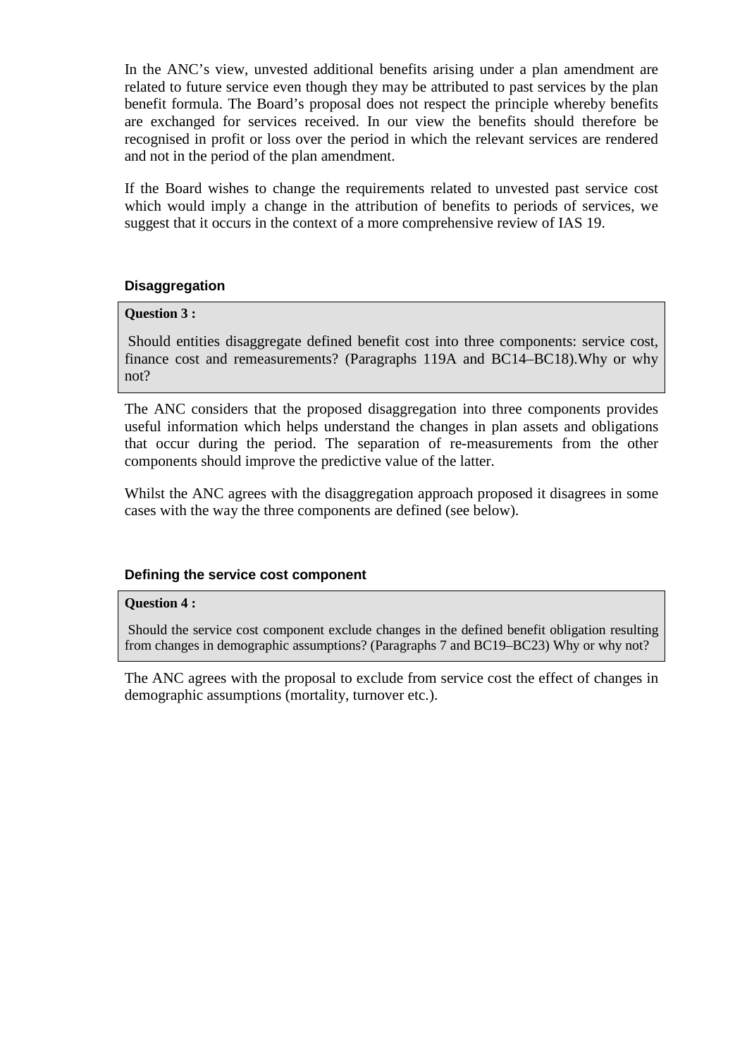In the ANC's view, unvested additional benefits arising under a plan amendment are related to future service even though they may be attributed to past services by the plan benefit formula. The Board's proposal does not respect the principle whereby benefits are exchanged for services received. In our view the benefits should therefore be recognised in profit or loss over the period in which the relevant services are rendered and not in the period of the plan amendment.

If the Board wishes to change the requirements related to unvested past service cost which would imply a change in the attribution of benefits to periods of services, we suggest that it occurs in the context of a more comprehensive review of IAS 19.

### Disaggregation

> **Question 3 :**
>
> Should entities disaggregate defined benefit cost into three components: service cost, finance cost and remeasurements? (Paragraphs 119A and BC14–BC18).Why or why not?

The ANC considers that the proposed disaggregation into three components provides useful information which helps understand the changes in plan assets and obligations that occur during the period. The separation of re-measurements from the other components should improve the predictive value of the latter.

Whilst the ANC agrees with the disaggregation approach proposed it disagrees in some cases with the way the three components are defined (see below).

### Defining the service cost component

> **Question 4 :**
>
> Should the service cost component exclude changes in the defined benefit obligation resulting from changes in demographic assumptions? (Paragraphs 7 and BC19–BC23) Why or why not?

The ANC agrees with the proposal to exclude from service cost the effect of changes in demographic assumptions (mortality, turnover etc.).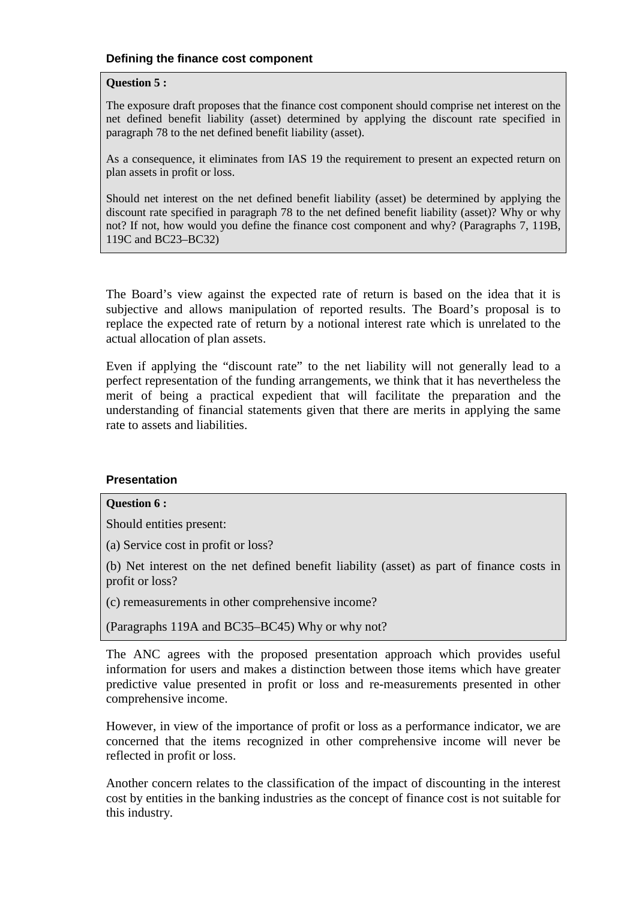### Defining the finance cost component

**Question 5 :**

The exposure draft proposes that the finance cost component should comprise net interest on the net defined benefit liability (asset) determined by applying the discount rate specified in paragraph 78 to the net defined benefit liability (asset).

As a consequence, it eliminates from IAS 19 the requirement to present an expected return on plan assets in profit or loss.

Should net interest on the net defined benefit liability (asset) be determined by applying the discount rate specified in paragraph 78 to the net defined benefit liability (asset)? Why or why not? If not, how would you define the finance cost component and why? (Paragraphs 7, 119B, 119C and BC23–BC32)

The Board's view against the expected rate of return is based on the idea that it is subjective and allows manipulation of reported results. The Board's proposal is to replace the expected rate of return by a notional interest rate which is unrelated to the actual allocation of plan assets.

Even if applying the "discount rate" to the net liability will not generally lead to a perfect representation of the funding arrangements, we think that it has nevertheless the merit of being a practical expedient that will facilitate the preparation and the understanding of financial statements given that there are merits in applying the same rate to assets and liabilities.

### Presentation

**Question 6 :**

Should entities present:

(a) Service cost in profit or loss?

(b) Net interest on the net defined benefit liability (asset) as part of finance costs in profit or loss?

(c) remeasurements in other comprehensive income?

(Paragraphs 119A and BC35–BC45) Why or why not?

The ANC agrees with the proposed presentation approach which provides useful information for users and makes a distinction between those items which have greater predictive value presented in profit or loss and re-measurements presented in other comprehensive income.

However, in view of the importance of profit or loss as a performance indicator, we are concerned that the items recognized in other comprehensive income will never be reflected in profit or loss.

Another concern relates to the classification of the impact of discounting in the interest cost by entities in the banking industries as the concept of finance cost is not suitable for this industry.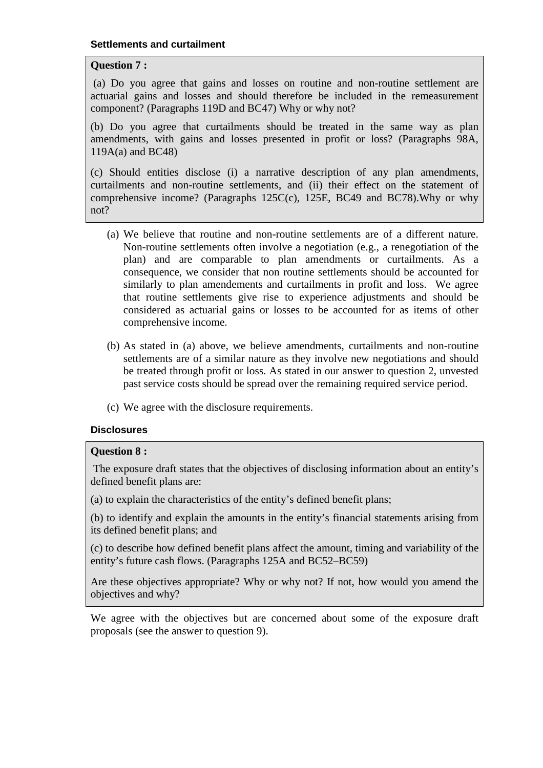### Settlements and curtailment

**Question 7 :**

(a) Do you agree that gains and losses on routine and non-routine settlement are actuarial gains and losses and should therefore be included in the remeasurement component? (Paragraphs 119D and BC47) Why or why not?

(b) Do you agree that curtailments should be treated in the same way as plan amendments, with gains and losses presented in profit or loss? (Paragraphs 98A, 119A(a) and BC48)

(c) Should entities disclose (i) a narrative description of any plan amendments, curtailments and non-routine settlements, and (ii) their effect on the statement of comprehensive income? (Paragraphs 125C(c), 125E, BC49 and BC78).Why or why not?

(a) We believe that routine and non-routine settlements are of a different nature. Non-routine settlements often involve a negotiation (e.g., a renegotiation of the plan) and are comparable to plan amendments or curtailments. As a consequence, we consider that non routine settlements should be accounted for similarly to plan amendements and curtailments in profit and loss. We agree that routine settlements give rise to experience adjustments and should be considered as actuarial gains or losses to be accounted for as items of other comprehensive income.

(b) As stated in (a) above, we believe amendments, curtailments and non-routine settlements are of a similar nature as they involve new negotiations and should be treated through profit or loss. As stated in our answer to question 2, unvested past service costs should be spread over the remaining required service period.

(c) We agree with the disclosure requirements.

### Disclosures

**Question 8 :**

The exposure draft states that the objectives of disclosing information about an entity's defined benefit plans are:

(a) to explain the characteristics of the entity's defined benefit plans;

(b) to identify and explain the amounts in the entity's financial statements arising from its defined benefit plans; and

(c) to describe how defined benefit plans affect the amount, timing and variability of the entity's future cash flows. (Paragraphs 125A and BC52–BC59)

Are these objectives appropriate? Why or why not? If not, how would you amend the objectives and why?

We agree with the objectives but are concerned about some of the exposure draft proposals (see the answer to question 9).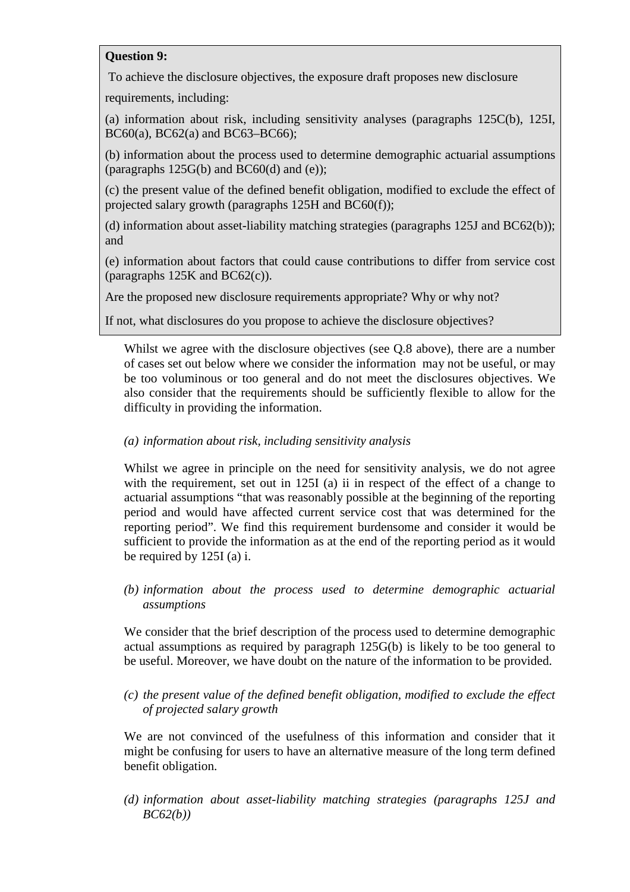**Question 9:**

To achieve the disclosure objectives, the exposure draft proposes new disclosure requirements, including:

(a) information about risk, including sensitivity analyses (paragraphs 125C(b), 125I, BC60(a), BC62(a) and BC63–BC66);

(b) information about the process used to determine demographic actuarial assumptions (paragraphs 125G(b) and BC60(d) and (e));

(c) the present value of the defined benefit obligation, modified to exclude the effect of projected salary growth (paragraphs 125H and BC60(f));

(d) information about asset-liability matching strategies (paragraphs 125J and BC62(b)); and

(e) information about factors that could cause contributions to differ from service cost (paragraphs 125K and BC62(c)).

Are the proposed new disclosure requirements appropriate? Why or why not?

If not, what disclosures do you propose to achieve the disclosure objectives?

Whilst we agree with the disclosure objectives (see Q.8 above), there are a number of cases set out below where we consider the information may not be useful, or may be too voluminous or too general and do not meet the disclosures objectives. We also consider that the requirements should be sufficiently flexible to allow for the difficulty in providing the information.

*(a) information about risk, including sensitivity analysis*

Whilst we agree in principle on the need for sensitivity analysis, we do not agree with the requirement, set out in 125I (a) ii in respect of the effect of a change to actuarial assumptions "that was reasonably possible at the beginning of the reporting period and would have affected current service cost that was determined for the reporting period". We find this requirement burdensome and consider it would be sufficient to provide the information as at the end of the reporting period as it would be required by 125I (a) i.

*(b) information about the process used to determine demographic actuarial assumptions*

We consider that the brief description of the process used to determine demographic actual assumptions as required by paragraph 125G(b) is likely to be too general to be useful. Moreover, we have doubt on the nature of the information to be provided.

*(c) the present value of the defined benefit obligation, modified to exclude the effect of projected salary growth*

We are not convinced of the usefulness of this information and consider that it might be confusing for users to have an alternative measure of the long term defined benefit obligation.

*(d) information about asset-liability matching strategies (paragraphs 125J and BC62(b))*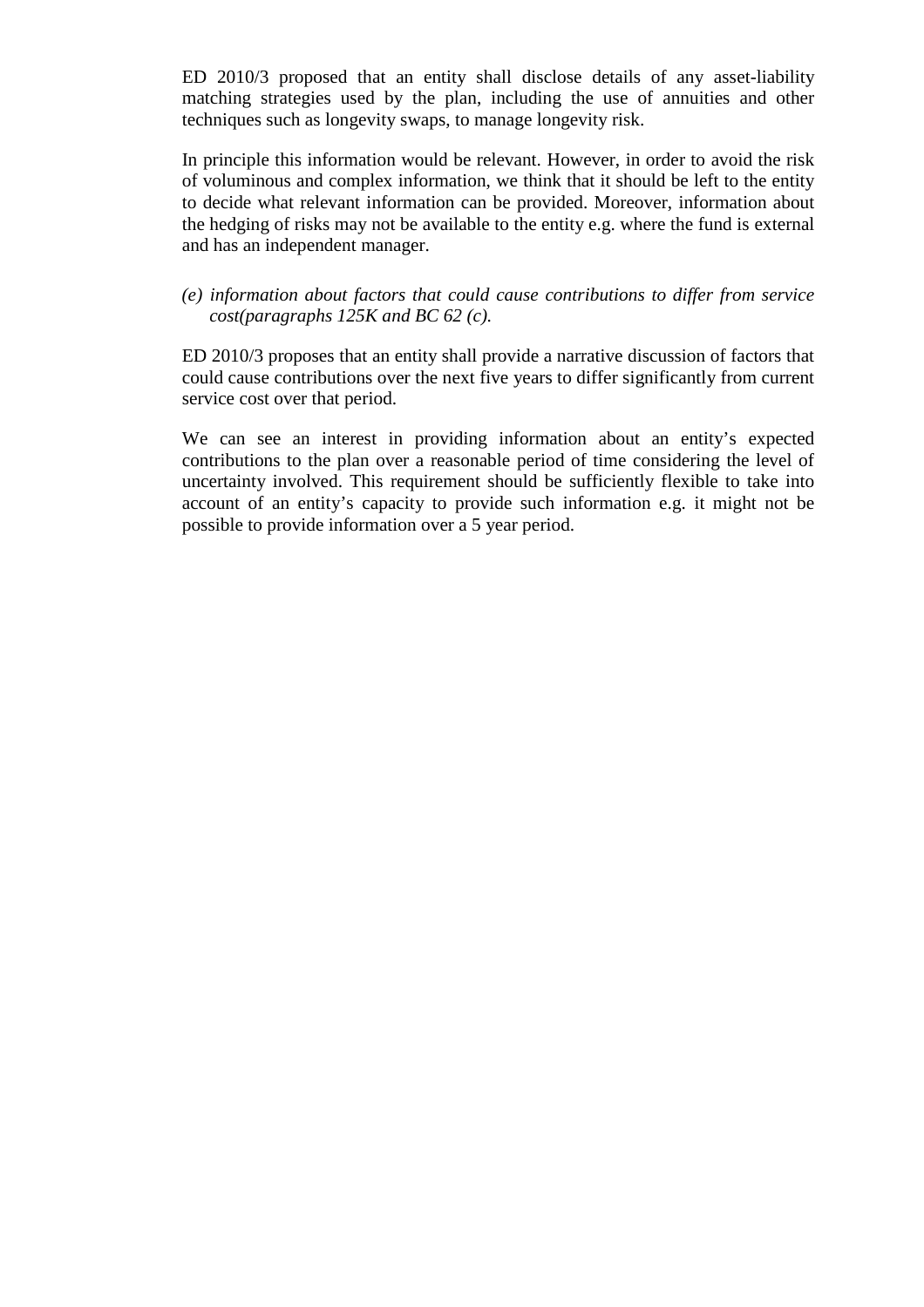ED 2010/3 proposed that an entity shall disclose details of any asset-liability matching strategies used by the plan, including the use of annuities and other techniques such as longevity swaps, to manage longevity risk.

In principle this information would be relevant. However, in order to avoid the risk of voluminous and complex information, we think that it should be left to the entity to decide what relevant information can be provided. Moreover, information about the hedging of risks may not be available to the entity e.g. where the fund is external and has an independent manager.

*(e) information about factors that could cause contributions to differ from service cost(paragraphs 125K and BC 62 (c).*

ED 2010/3 proposes that an entity shall provide a narrative discussion of factors that could cause contributions over the next five years to differ significantly from current service cost over that period.

We can see an interest in providing information about an entity's expected contributions to the plan over a reasonable period of time considering the level of uncertainty involved. This requirement should be sufficiently flexible to take into account of an entity's capacity to provide such information e.g. it might not be possible to provide information over a 5 year period.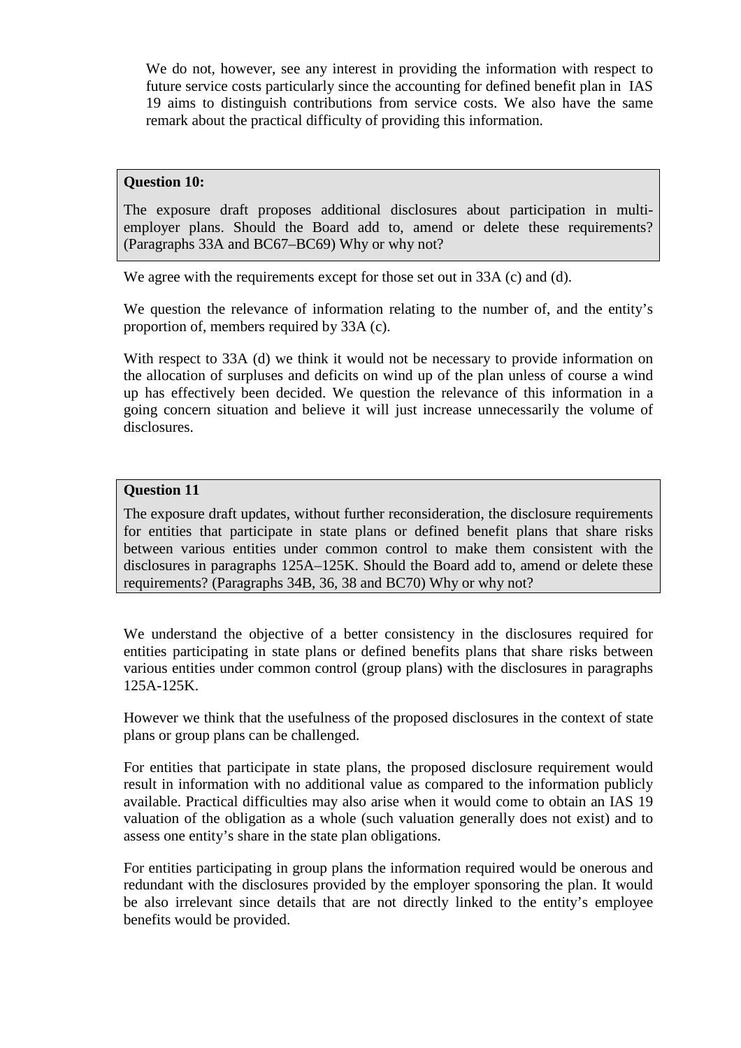We do not, however, see any interest in providing the information with respect to future service costs particularly since the accounting for defined benefit plan in IAS 19 aims to distinguish contributions from service costs. We also have the same remark about the practical difficulty of providing this information.

**Question 10:**

The exposure draft proposes additional disclosures about participation in multi-employer plans. Should the Board add to, amend or delete these requirements? (Paragraphs 33A and BC67–BC69) Why or why not?

We agree with the requirements except for those set out in 33A (c) and (d).

We question the relevance of information relating to the number of, and the entity's proportion of, members required by 33A (c).

With respect to 33A (d) we think it would not be necessary to provide information on the allocation of surpluses and deficits on wind up of the plan unless of course a wind up has effectively been decided. We question the relevance of this information in a going concern situation and believe it will just increase unnecessarily the volume of disclosures.

**Question 11**

The exposure draft updates, without further reconsideration, the disclosure requirements for entities that participate in state plans or defined benefit plans that share risks between various entities under common control to make them consistent with the disclosures in paragraphs 125A–125K. Should the Board add to, amend or delete these requirements? (Paragraphs 34B, 36, 38 and BC70) Why or why not?

We understand the objective of a better consistency in the disclosures required for entities participating in state plans or defined benefits plans that share risks between various entities under common control (group plans) with the disclosures in paragraphs 125A-125K.

However we think that the usefulness of the proposed disclosures in the context of state plans or group plans can be challenged.

For entities that participate in state plans, the proposed disclosure requirement would result in information with no additional value as compared to the information publicly available. Practical difficulties may also arise when it would come to obtain an IAS 19 valuation of the obligation as a whole (such valuation generally does not exist) and to assess one entity's share in the state plan obligations.

For entities participating in group plans the information required would be onerous and redundant with the disclosures provided by the employer sponsoring the plan. It would be also irrelevant since details that are not directly linked to the entity's employee benefits would be provided.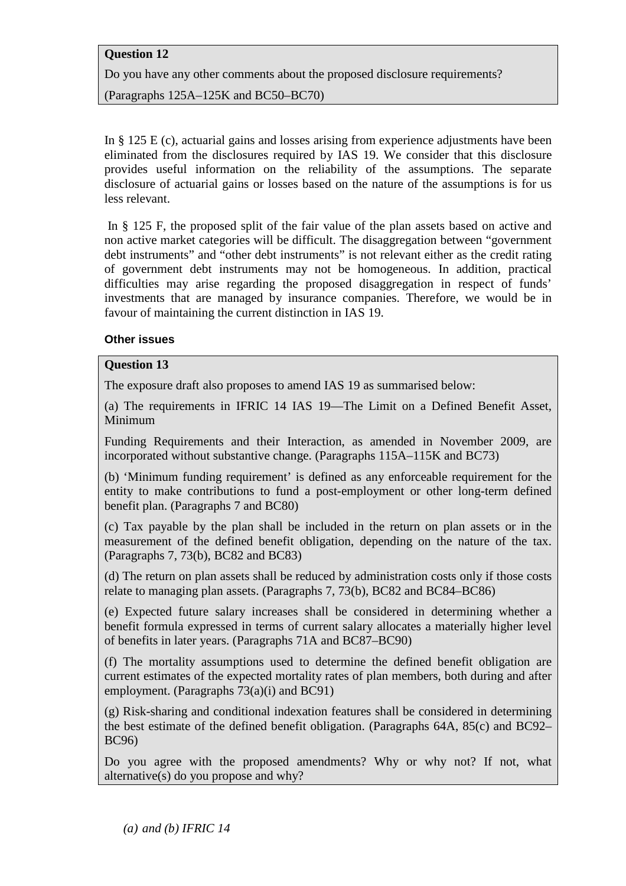**Question 12**

Do you have any other comments about the proposed disclosure requirements?

(Paragraphs 125A–125K and BC50–BC70)

In § 125 E (c), actuarial gains and losses arising from experience adjustments have been eliminated from the disclosures required by IAS 19. We consider that this disclosure provides useful information on the reliability of the assumptions. The separate disclosure of actuarial gains or losses based on the nature of the assumptions is for us less relevant.

In § 125 F, the proposed split of the fair value of the plan assets based on active and non active market categories will be difficult. The disaggregation between "government debt instruments" and "other debt instruments" is not relevant either as the credit rating of government debt instruments may not be homogeneous. In addition, practical difficulties may arise regarding the proposed disaggregation in respect of funds' investments that are managed by insurance companies. Therefore, we would be in favour of maintaining the current distinction in IAS 19.

**Other issues**

**Question 13**

The exposure draft also proposes to amend IAS 19 as summarised below:

(a) The requirements in IFRIC 14 IAS 19—The Limit on a Defined Benefit Asset, Minimum

Funding Requirements and their Interaction, as amended in November 2009, are incorporated without substantive change. (Paragraphs 115A–115K and BC73)

(b) 'Minimum funding requirement' is defined as any enforceable requirement for the entity to make contributions to fund a post-employment or other long-term defined benefit plan. (Paragraphs 7 and BC80)

(c) Tax payable by the plan shall be included in the return on plan assets or in the measurement of the defined benefit obligation, depending on the nature of the tax. (Paragraphs 7, 73(b), BC82 and BC83)

(d) The return on plan assets shall be reduced by administration costs only if those costs relate to managing plan assets. (Paragraphs 7, 73(b), BC82 and BC84–BC86)

(e) Expected future salary increases shall be considered in determining whether a benefit formula expressed in terms of current salary allocates a materially higher level of benefits in later years. (Paragraphs 71A and BC87–BC90)

(f) The mortality assumptions used to determine the defined benefit obligation are current estimates of the expected mortality rates of plan members, both during and after employment. (Paragraphs 73(a)(i) and BC91)

(g) Risk-sharing and conditional indexation features shall be considered in determining the best estimate of the defined benefit obligation. (Paragraphs 64A, 85(c) and BC92–BC96)

Do you agree with the proposed amendments? Why or why not? If not, what alternative(s) do you propose and why?

*(a) and (b) IFRIC 14*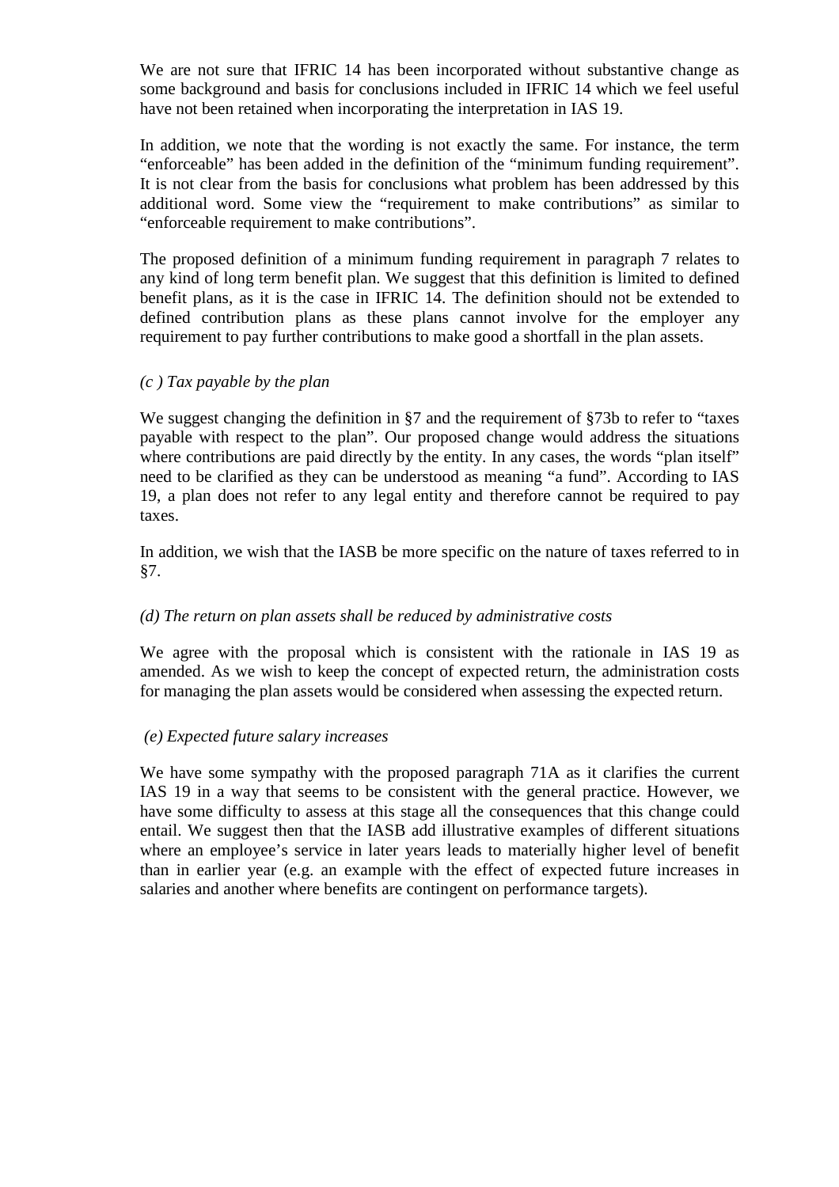We are not sure that IFRIC 14 has been incorporated without substantive change as some background and basis for conclusions included in IFRIC 14 which we feel useful have not been retained when incorporating the interpretation in IAS 19.

In addition, we note that the wording is not exactly the same. For instance, the term “enforceable” has been added in the definition of the “minimum funding requirement”. It is not clear from the basis for conclusions what problem has been addressed by this additional word. Some view the “requirement to make contributions” as similar to “enforceable requirement to make contributions”.

The proposed definition of a minimum funding requirement in paragraph 7 relates to any kind of long term benefit plan. We suggest that this definition is limited to defined benefit plans, as it is the case in IFRIC 14. The definition should not be extended to defined contribution plans as these plans cannot involve for the employer any requirement to pay further contributions to make good a shortfall in the plan assets.

*(c ) Tax payable by the plan*

We suggest changing the definition in §7 and the requirement of §73b to refer to “taxes payable with respect to the plan”. Our proposed change would address the situations where contributions are paid directly by the entity. In any cases, the words “plan itself” need to be clarified as they can be understood as meaning “a fund”. According to IAS 19, a plan does not refer to any legal entity and therefore cannot be required to pay taxes.

In addition, we wish that the IASB be more specific on the nature of taxes referred to in §7.

*(d) The return on plan assets shall be reduced by administrative costs*

We agree with the proposal which is consistent with the rationale in IAS 19 as amended. As we wish to keep the concept of expected return, the administration costs for managing the plan assets would be considered when assessing the expected return.

*(e) Expected future salary increases*

We have some sympathy with the proposed paragraph 71A as it clarifies the current IAS 19 in a way that seems to be consistent with the general practice. However, we have some difficulty to assess at this stage all the consequences that this change could entail. We suggest then that the IASB add illustrative examples of different situations where an employee’s service in later years leads to materially higher level of benefit than in earlier year (e.g. an example with the effect of expected future increases in salaries and another where benefits are contingent on performance targets).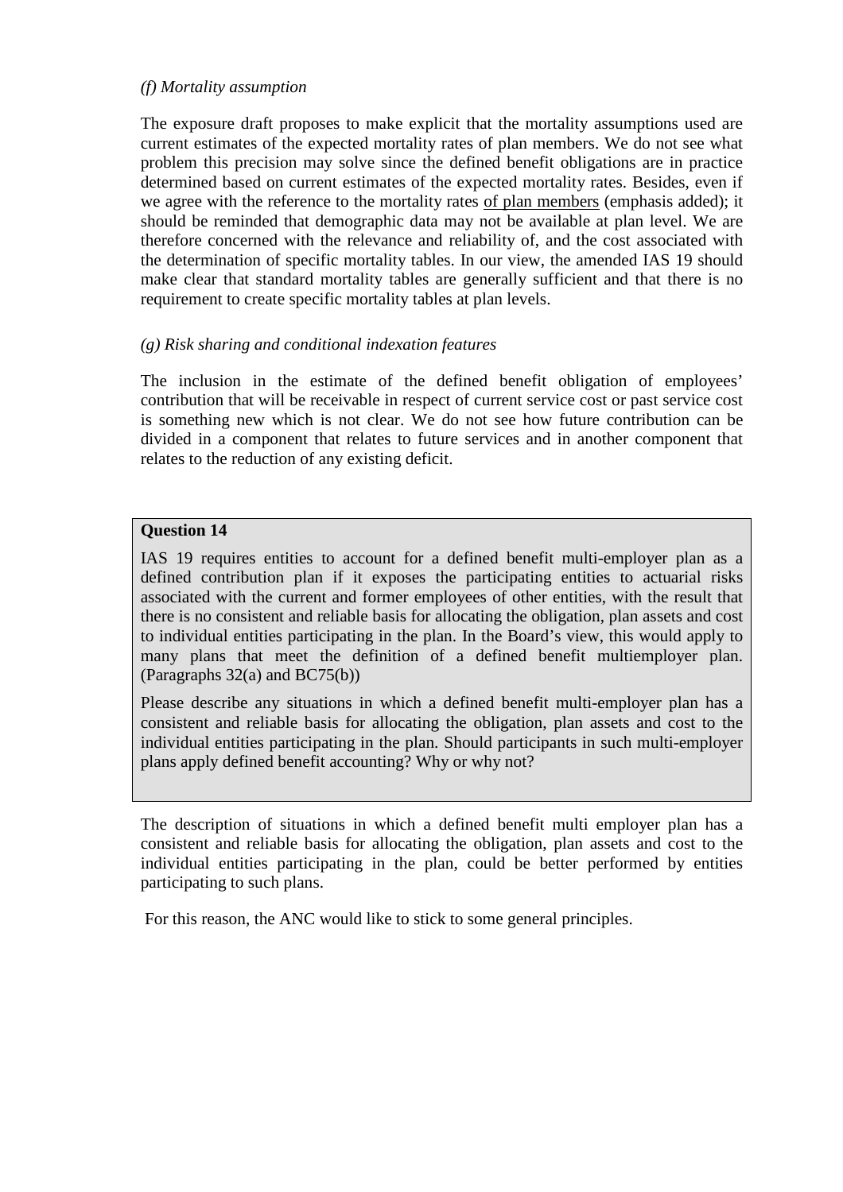*(f) Mortality assumption*

The exposure draft proposes to make explicit that the mortality assumptions used are current estimates of the expected mortality rates of plan members. We do not see what problem this precision may solve since the defined benefit obligations are in practice determined based on current estimates of the expected mortality rates. Besides, even if we agree with the reference to the mortality rates <u>of plan members</u> (emphasis added); it should be reminded that demographic data may not be available at plan level. We are therefore concerned with the relevance and reliability of, and the cost associated with the determination of specific mortality tables. In our view, the amended IAS 19 should make clear that standard mortality tables are generally sufficient and that there is no requirement to create specific mortality tables at plan levels.

*(g) Risk sharing and conditional indexation features*

The inclusion in the estimate of the defined benefit obligation of employees' contribution that will be receivable in respect of current service cost or past service cost is something new which is not clear. We do not see how future contribution can be divided in a component that relates to future services and in another component that relates to the reduction of any existing deficit.

**Question 14**

IAS 19 requires entities to account for a defined benefit multi-employer plan as a defined contribution plan if it exposes the participating entities to actuarial risks associated with the current and former employees of other entities, with the result that there is no consistent and reliable basis for allocating the obligation, plan assets and cost to individual entities participating in the plan. In the Board's view, this would apply to many plans that meet the definition of a defined benefit multiemployer plan. (Paragraphs 32(a) and BC75(b))

Please describe any situations in which a defined benefit multi-employer plan has a consistent and reliable basis for allocating the obligation, plan assets and cost to the individual entities participating in the plan. Should participants in such multi-employer plans apply defined benefit accounting? Why or why not?

The description of situations in which a defined benefit multi employer plan has a consistent and reliable basis for allocating the obligation, plan assets and cost to the individual entities participating in the plan, could be better performed by entities participating to such plans.

For this reason, the ANC would like to stick to some general principles.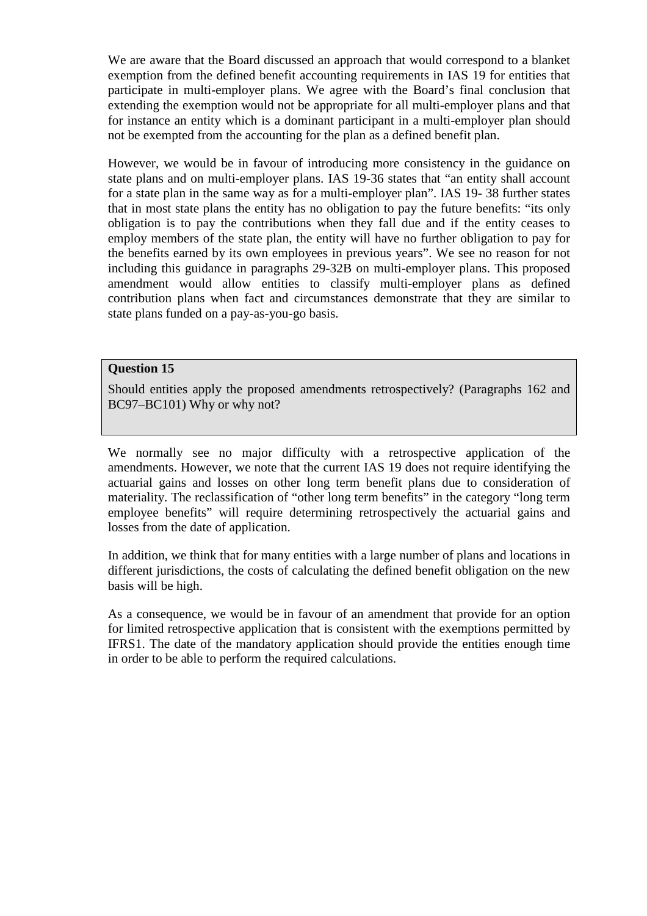We are aware that the Board discussed an approach that would correspond to a blanket exemption from the defined benefit accounting requirements in IAS 19 for entities that participate in multi-employer plans. We agree with the Board's final conclusion that extending the exemption would not be appropriate for all multi-employer plans and that for instance an entity which is a dominant participant in a multi-employer plan should not be exempted from the accounting for the plan as a defined benefit plan.

However, we would be in favour of introducing more consistency in the guidance on state plans and on multi-employer plans. IAS 19-36 states that "an entity shall account for a state plan in the same way as for a multi-employer plan". IAS 19- 38 further states that in most state plans the entity has no obligation to pay the future benefits: "its only obligation is to pay the contributions when they fall due and if the entity ceases to employ members of the state plan, the entity will have no further obligation to pay for the benefits earned by its own employees in previous years". We see no reason for not including this guidance in paragraphs 29-32B on multi-employer plans. This proposed amendment would allow entities to classify multi-employer plans as defined contribution plans when fact and circumstances demonstrate that they are similar to state plans funded on a pay-as-you-go basis.

**Question 15**

Should entities apply the proposed amendments retrospectively? (Paragraphs 162 and BC97–BC101) Why or why not?

We normally see no major difficulty with a retrospective application of the amendments. However, we note that the current IAS 19 does not require identifying the actuarial gains and losses on other long term benefit plans due to consideration of materiality. The reclassification of "other long term benefits" in the category "long term employee benefits" will require determining retrospectively the actuarial gains and losses from the date of application.

In addition, we think that for many entities with a large number of plans and locations in different jurisdictions, the costs of calculating the defined benefit obligation on the new basis will be high.

As a consequence, we would be in favour of an amendment that provide for an option for limited retrospective application that is consistent with the exemptions permitted by IFRS1. The date of the mandatory application should provide the entities enough time in order to be able to perform the required calculations.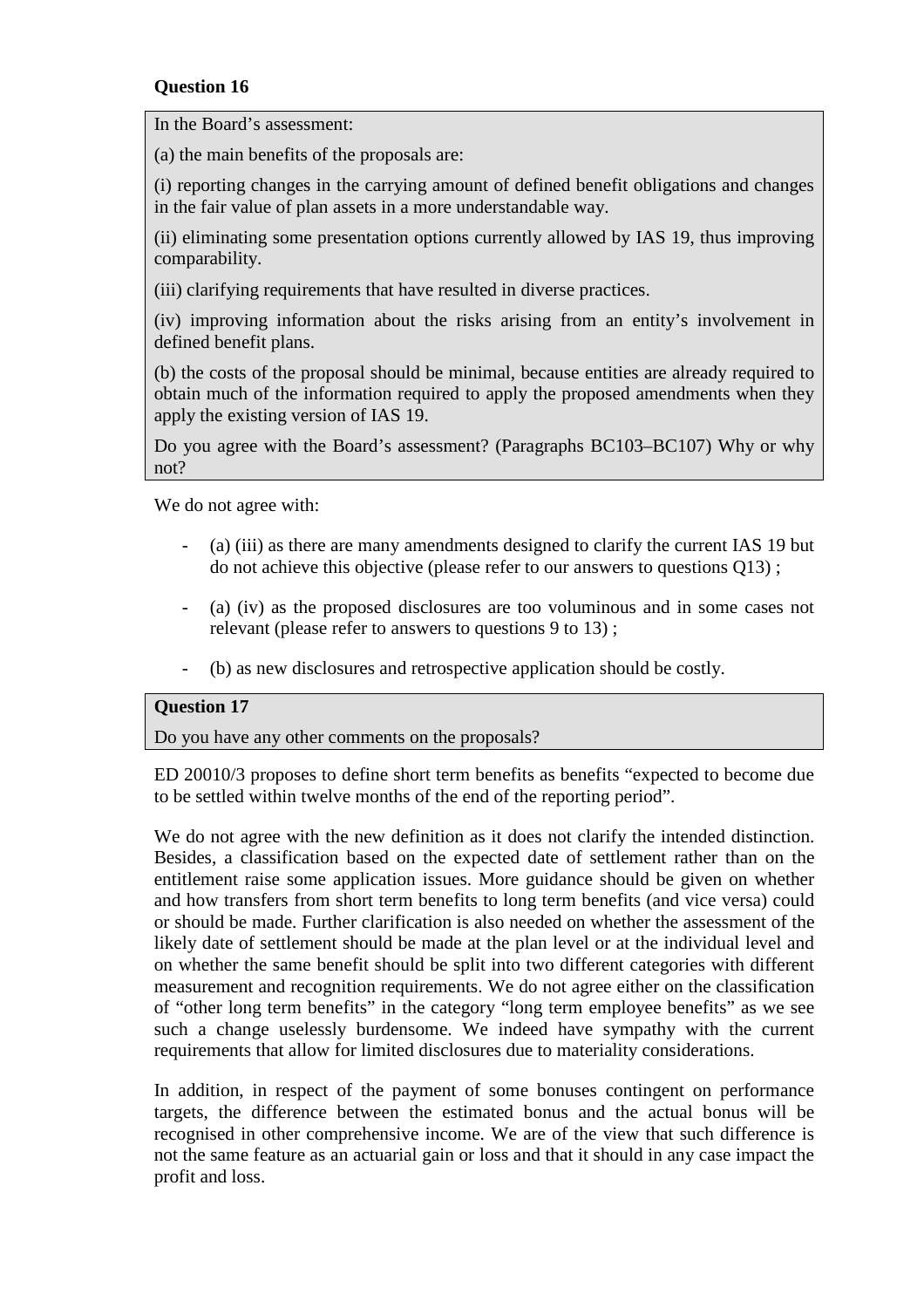**Question 16**

In the Board's assessment:

(a) the main benefits of the proposals are:

(i) reporting changes in the carrying amount of defined benefit obligations and changes in the fair value of plan assets in a more understandable way.

(ii) eliminating some presentation options currently allowed by IAS 19, thus improving comparability.

(iii) clarifying requirements that have resulted in diverse practices.

(iv) improving information about the risks arising from an entity's involvement in defined benefit plans.

(b) the costs of the proposal should be minimal, because entities are already required to obtain much of the information required to apply the proposed amendments when they apply the existing version of IAS 19.

Do you agree with the Board's assessment? (Paragraphs BC103–BC107) Why or why not?

We do not agree with:

- (a) (iii) as there are many amendments designed to clarify the current IAS 19 but do not achieve this objective (please refer to our answers to questions Q13) ;
- (a) (iv) as the proposed disclosures are too voluminous and in some cases not relevant (please refer to answers to questions 9 to 13) ;
- (b) as new disclosures and retrospective application should be costly.

**Question 17**

Do you have any other comments on the proposals?

ED 20010/3 proposes to define short term benefits as benefits "expected to become due to be settled within twelve months of the end of the reporting period".

We do not agree with the new definition as it does not clarify the intended distinction. Besides, a classification based on the expected date of settlement rather than on the entitlement raise some application issues. More guidance should be given on whether and how transfers from short term benefits to long term benefits (and vice versa) could or should be made. Further clarification is also needed on whether the assessment of the likely date of settlement should be made at the plan level or at the individual level and on whether the same benefit should be split into two different categories with different measurement and recognition requirements. We do not agree either on the classification of "other long term benefits" in the category "long term employee benefits" as we see such a change uselessly burdensome. We indeed have sympathy with the current requirements that allow for limited disclosures due to materiality considerations.

In addition, in respect of the payment of some bonuses contingent on performance targets, the difference between the estimated bonus and the actual bonus will be recognised in other comprehensive income. We are of the view that such difference is not the same feature as an actuarial gain or loss and that it should in any case impact the profit and loss.